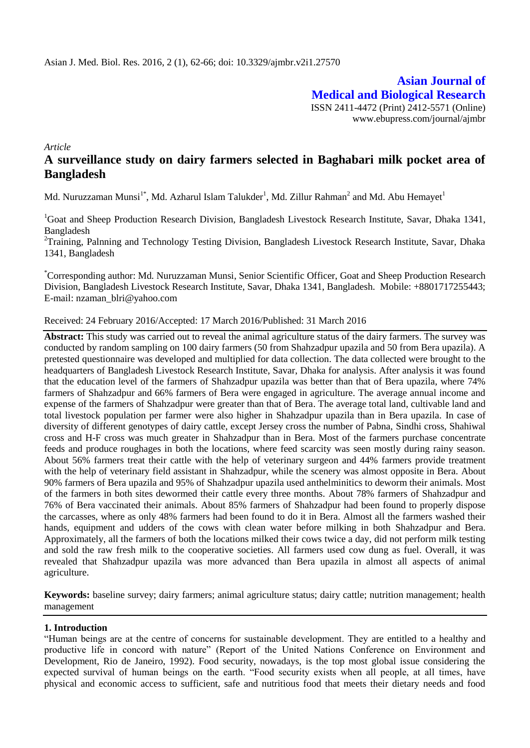*Article*

# A surveillance study on dairy farmers selected in Baghabari milk pocket area of Bangladesh

Md. Nuruzzaman Munsi[1*], Md. Azharul Islam Talukder[1], Md. Zillur Rahman[2] and Md. Abu Hemayet[1]

[1]Goat and Sheep Production Research Division, Bangladesh Livestock Research Institute, Savar, Dhaka 1341, Bangladesh

[2]Training, Palnning and Technology Testing Division, Bangladesh Livestock Research Institute, Savar, Dhaka 1341, Bangladesh

[*]Corresponding author: Md. Nuruzzaman Munsi, Senior Scientific Officer, Goat and Sheep Production Research Division, Bangladesh Livestock Research Institute, Savar, Dhaka 1341, Bangladesh. Mobile: +8801717255443; E-mail: nzaman_blri@yahoo.com

Received: 24 February 2016/Accepted: 17 March 2016/Published: 31 March 2016

**Abstract:** This study was carried out to reveal the animal agriculture status of the dairy farmers. The survey was conducted by random sampling on 100 dairy farmers (50 from Shahzadpur upazila and 50 from Bera upazila). A pretested questionnaire was developed and multiplied for data collection. The data collected were brought to the headquarters of Bangladesh Livestock Research Institute, Savar, Dhaka for analysis. After analysis it was found that the education level of the farmers of Shahzadpur upazila was better than that of Bera upazila, where 74% farmers of Shahzadpur and 66% farmers of Bera were engaged in agriculture. The average annual income and expense of the farmers of Shahzadpur were greater than that of Bera. The average total land, cultivable land and total livestock population per farmer were also higher in Shahzadpur upazila than in Bera upazila. In case of diversity of different genotypes of dairy cattle, except Jersey cross the number of Pabna, Sindhi cross, Shahiwal cross and H-F cross was much greater in Shahzadpur than in Bera. Most of the farmers purchase concentrate feeds and produce roughages in both the locations, where feed scarcity was seen mostly during rainy season. About 56% farmers treat their cattle with the help of veterinary surgeon and 44% farmers provide treatment with the help of veterinary field assistant in Shahzadpur, while the scenery was almost opposite in Bera. About 90% farmers of Bera upazila and 95% of Shahzadpur upazila used anthelminitics to deworm their animals. Most of the farmers in both sites dewormed their cattle every three months. About 78% farmers of Shahzadpur and 76% of Bera vaccinated their animals. About 85% farmers of Shahzadpur had been found to properly dispose the carcasses, where as only 48% farmers had been found to do it in Bera. Almost all the farmers washed their hands, equipment and udders of the cows with clean water before milking in both Shahzadpur and Bera. Approximately, all the farmers of both the locations milked their cows twice a day, did not perform milk testing and sold the raw fresh milk to the cooperative societies. All farmers used cow dung as fuel. Overall, it was revealed that Shahzadpur upazila was more advanced than Bera upazila in almost all aspects of animal agriculture.

**Keywords:** baseline survey; dairy farmers; animal agriculture status; dairy cattle; nutrition management; health management

## 1. Introduction

"Human beings are at the centre of concerns for sustainable development. They are entitled to a healthy and productive life in concord with nature" (Report of the United Nations Conference on Environment and Development, Rio de Janeiro, 1992). Food security, nowadays, is the top most global issue considering the expected survival of human beings on the earth. "Food security exists when all people, at all times, have physical and economic access to sufficient, safe and nutritious food that meets their dietary needs and food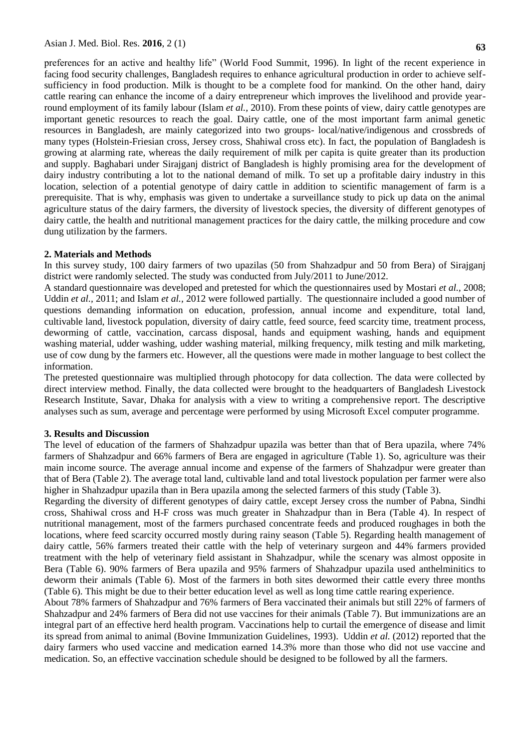preferences for an active and healthy life" (World Food Summit, 1996). In light of the recent experience in facing food security challenges, Bangladesh requires to enhance agricultural production in order to achieve self-sufficiency in food production. Milk is thought to be a complete food for mankind. On the other hand, dairy cattle rearing can enhance the income of a dairy entrepreneur which improves the livelihood and provide year-round employment of its family labour (Islam *et al.,* 2010). From these points of view, dairy cattle genotypes are important genetic resources to reach the goal. Dairy cattle, one of the most important farm animal genetic resources in Bangladesh, are mainly categorized into two groups- local/native/indigenous and crossbreds of many types (Holstein-Friesian cross, Jersey cross, Shahiwal cross etc). In fact, the population of Bangladesh is growing at alarming rate, whereas the daily requirement of milk per capita is quite greater than its production and supply. Baghabari under Sirajganj district of Bangladesh is highly promising area for the development of dairy industry contributing a lot to the national demand of milk. To set up a profitable dairy industry in this location, selection of a potential genotype of dairy cattle in addition to scientific management of farm is a prerequisite. That is why, emphasis was given to undertake a surveillance study to pick up data on the animal agriculture status of the dairy farmers, the diversity of livestock species, the diversity of different genotypes of dairy cattle, the health and nutritional management practices for the dairy cattle, the milking procedure and cow dung utilization by the farmers.

## 2. Materials and Methods

In this survey study, 100 dairy farmers of two upazilas (50 from Shahzadpur and 50 from Bera) of Sirajganj district were randomly selected. The study was conducted from July/2011 to June/2012.

A standard questionnaire was developed and pretested for which the questionnaires used by Mostari *et al.,* 2008; Uddin *et al.,* 2011; and Islam *et al.,* 2012 were followed partially. The questionnaire included a good number of questions demanding information on education, profession, annual income and expenditure, total land, cultivable land, livestock population, diversity of dairy cattle, feed source, feed scarcity time, treatment process, deworming of cattle, vaccination, carcass disposal, hands and equipment washing, hands and equipment washing material, udder washing, udder washing material, milking frequency, milk testing and milk marketing, use of cow dung by the farmers etc. However, all the questions were made in mother language to best collect the information.

The pretested questionnaire was multiplied through photocopy for data collection. The data were collected by direct interview method. Finally, the data collected were brought to the headquarters of Bangladesh Livestock Research Institute, Savar, Dhaka for analysis with a view to writing a comprehensive report. The descriptive analyses such as sum, average and percentage were performed by using Microsoft Excel computer programme.

## 3. Results and Discussion

The level of education of the farmers of Shahzadpur upazila was better than that of Bera upazila, where 74% farmers of Shahzadpur and 66% farmers of Bera are engaged in agriculture (Table 1). So, agriculture was their main income source. The average annual income and expense of the farmers of Shahzadpur were greater than that of Bera (Table 2). The average total land, cultivable land and total livestock population per farmer were also higher in Shahzadpur upazila than in Bera upazila among the selected farmers of this study (Table 3).

Regarding the diversity of different genotypes of dairy cattle, except Jersey cross the number of Pabna, Sindhi cross, Shahiwal cross and H-F cross was much greater in Shahzadpur than in Bera (Table 4). In respect of nutritional management, most of the farmers purchased concentrate feeds and produced roughages in both the locations, where feed scarcity occurred mostly during rainy season (Table 5). Regarding health management of dairy cattle, 56% farmers treated their cattle with the help of veterinary surgeon and 44% farmers provided treatment with the help of veterinary field assistant in Shahzadpur, while the scenary was almost opposite in Bera (Table 6). 90% farmers of Bera upazila and 95% farmers of Shahzadpur upazila used anthelminitics to deworm their animals (Table 6). Most of the farmers in both sites dewormed their cattle every three months (Table 6). This might be due to their better education level as well as long time cattle rearing experience.

About 78% farmers of Shahzadpur and 76% farmers of Bera vaccinated their animals but still 22% of farmers of Shahzadpur and 24% farmers of Bera did not use vaccines for their animals (Table 7). But immunizations are an integral part of an effective herd health program. Vaccinations help to curtail the emergence of disease and limit its spread from animal to animal (Bovine Immunization Guidelines, 1993). Uddin *et al.* (2012) reported that the dairy farmers who used vaccine and medication earned 14.3% more than those who did not use vaccine and medication. So, an effective vaccination schedule should be designed to be followed by all the farmers.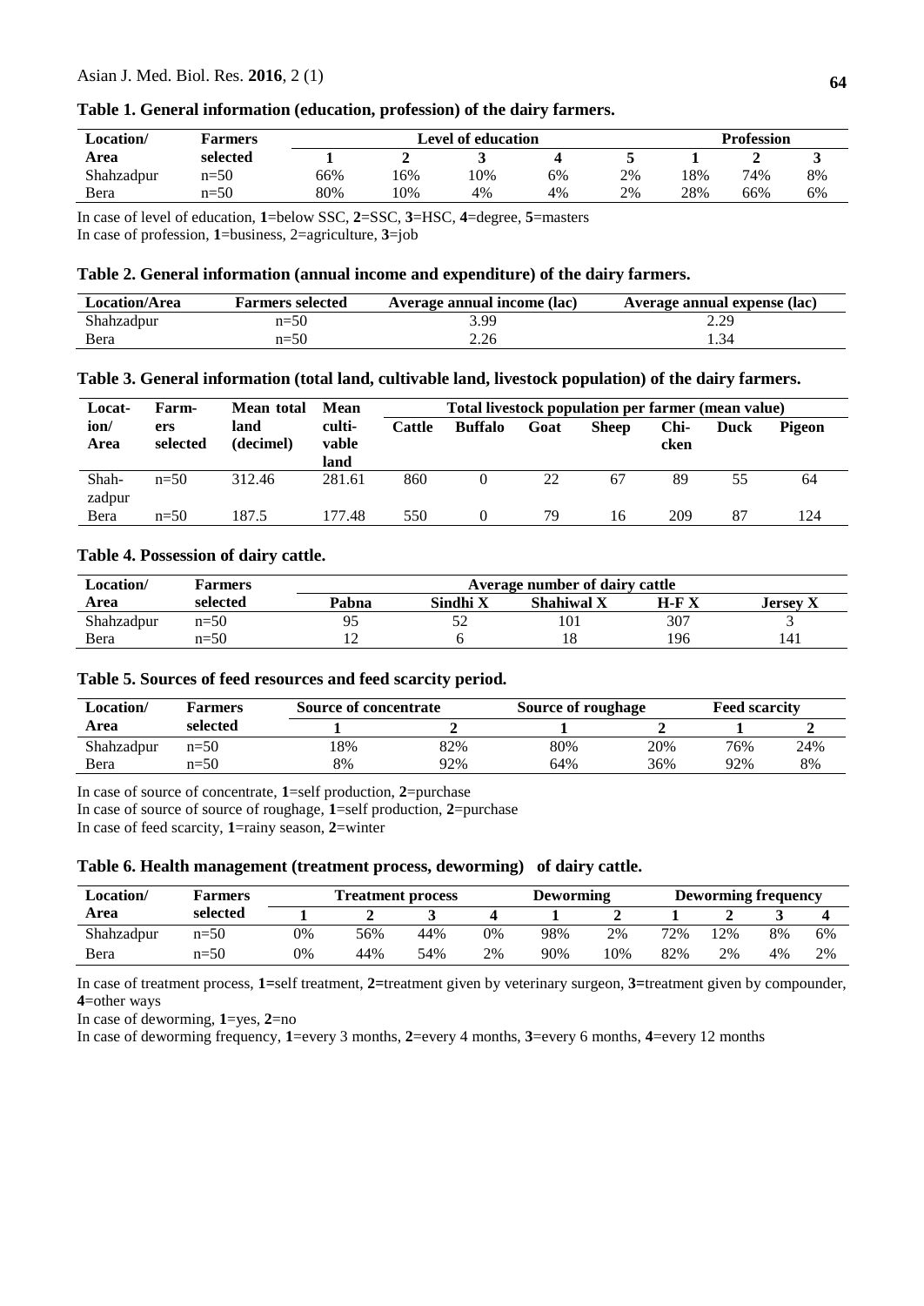**Table 1. General information (education, profession) of the dairy farmers.**

| Location/ Area | Farmers selected | Level of education | | | | | Profession | | |
|---|---|---|---|---|---|---|---|---|---|
| | | 1 | 2 | 3 | 4 | 5 | 1 | 2 | 3 |
| Shahzadpur | n=50 | 66% | 16% | 10% | 6% | 2% | 18% | 74% | 8% |
| Bera | n=50 | 80% | 10% | 4% | 4% | 2% | 28% | 66% | 6% |

In case of level of education, **1**=below SSC, **2**=SSC, **3**=HSC, **4**=degree, **5**=masters
In case of profession, **1**=business, 2=agriculture, **3**=job

**Table 2. General information (annual income and expenditure) of the dairy farmers.**

| Location/Area | Farmers selected | Average annual income (lac) | Average annual expense (lac) |
|---|---|---|---|
| Shahzadpur | n=50 | 3.99 | 2.29 |
| Bera | n=50 | 2.26 | 1.34 |

**Table 3. General information (total land, cultivable land, livestock population) of the dairy farmers.**

| Location/ Area | Farmers selected | Mean total land (decimel) | Mean cultivable land | Total livestock population per farmer (mean value) | | | | | | |
|---|---|---|---|---|---|---|---|---|---|---|
| | | | | Cattle | Buffalo | Goat | Sheep | Chicken | Duck | Pigeon |
| Shahzadpur | n=50 | 312.46 | 281.61 | 860 | 0 | 22 | 67 | 89 | 55 | 64 |
| Bera | n=50 | 187.5 | 177.48 | 550 | 0 | 79 | 16 | 209 | 87 | 124 |

**Table 4. Possession of dairy cattle.**

| Location/ Area | Farmers selected | Average number of dairy cattle | | | | |
|---|---|---|---|---|---|---|
| | | Pabna | Sindhi X | Shahiwal X | H-F X | Jersey X |
| Shahzadpur | n=50 | 95 | 52 | 101 | 307 | 3 |
| Bera | n=50 | 12 | 6 | 18 | 196 | 141 |

**Table 5. Sources of feed resources and feed scarcity period.**

| Location/ Area | Farmers selected | Source of concentrate | | Source of roughage | | Feed scarcity | |
|---|---|---|---|---|---|---|---|
| | | 1 | 2 | 1 | 2 | 1 | 2 |
| Shahzadpur | n=50 | 18% | 82% | 80% | 20% | 76% | 24% |
| Bera | n=50 | 8% | 92% | 64% | 36% | 92% | 8% |

In case of source of concentrate, **1**=self production, **2**=purchase
In case of source of source of roughage, **1**=self production, **2**=purchase
In case of feed scarcity, **1**=rainy season, **2**=winter

**Table 6. Health management (treatment process, deworming) of dairy cattle.**

| Location/ Area | Farmers selected | Treatment process | | | | Deworming | | Deworming frequency | | | |
|---|---|---|---|---|---|---|---|---|---|---|---|
| | | 1 | 2 | 3 | 4 | 1 | 2 | 1 | 2 | 3 | 4 |
| Shahzadpur | n=50 | 0% | 56% | 44% | 0% | 98% | 2% | 72% | 12% | 8% | 6% |
| Bera | n=50 | 0% | 44% | 54% | 2% | 90% | 10% | 82% | 2% | 4% | 2% |

In case of treatment process, **1=**self treatment, **2=**treatment given by veterinary surgeon, **3=**treatment given by compounder, **4**=other ways
In case of deworming, **1**=yes, **2**=no
In case of deworming frequency, **1**=every 3 months, **2**=every 4 months, **3**=every 6 months, **4**=every 12 months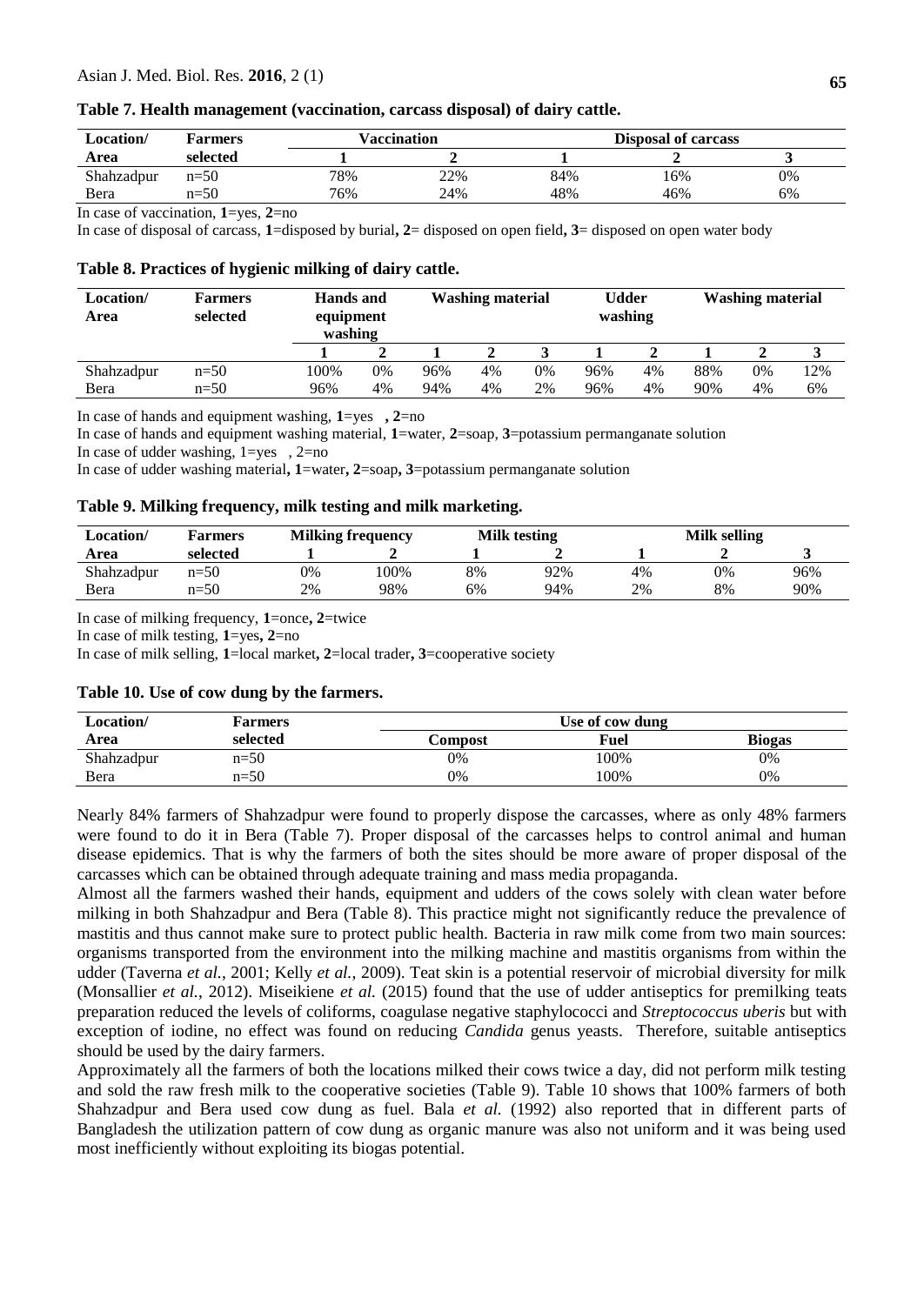**Table 7. Health management (vaccination, carcass disposal) of dairy cattle.**

| Location/ Area | Farmers selected | Vaccination | | Disposal of carcass | | |
|---|---|---|---|---|---|---|
| | | 1 | 2 | 1 | 2 | 3 |
| Shahzadpur | n=50 | 78% | 22% | 84% | 16% | 0% |
| Bera | n=50 | 76% | 24% | 48% | 46% | 6% |

In case of vaccination, **1**=yes, **2**=no

In case of disposal of carcass, **1**=disposed by burial**, 2**= disposed on open field**, 3**= disposed on open water body

**Table 8. Practices of hygienic milking of dairy cattle.**

| Location/ Area | Farmers selected | Hands and equipment washing | | Washing material | | | Udder washing | | Washing material | | |
|---|---|---|---|---|---|---|---|---|---|---|---|
| | | 1 | 2 | 1 | 2 | 3 | 1 | 2 | 1 | 2 | 3 |
| Shahzadpur | n=50 | 100% | 0% | 96% | 4% | 0% | 96% | 4% | 88% | 0% | 12% |
| Bera | n=50 | 96% | 4% | 94% | 4% | 2% | 96% | 4% | 90% | 4% | 6% |

In case of hands and equipment washing, **1**=yes **, 2**=no

In case of hands and equipment washing material, **1**=water, **2**=soap, **3**=potassium permanganate solution

In case of udder washing, 1=yes , 2=no

In case of udder washing material**, 1**=water**, 2**=soap**, 3**=potassium permanganate solution

**Table 9. Milking frequency, milk testing and milk marketing.**

| Location/ Area | Farmers selected | Milking frequency | | Milk testing | | Milk selling | | |
|---|---|---|---|---|---|---|---|---|
| | | 1 | 2 | 1 | 2 | 1 | 2 | 3 |
| Shahzadpur | n=50 | 0% | 100% | 8% | 92% | 4% | 0% | 96% |
| Bera | n=50 | 2% | 98% | 6% | 94% | 2% | 8% | 90% |

In case of milking frequency, **1**=once**, 2**=twice

In case of milk testing, **1**=yes**, 2**=no

In case of milk selling, **1**=local market**, 2**=local trader**, 3**=cooperative society

**Table 10. Use of cow dung by the farmers.**

| Location/ Area | Farmers selected | Use of cow dung | | |
|---|---|---|---|---|
| | | Compost | Fuel | Biogas |
| Shahzadpur | n=50 | 0% | 100% | 0% |
| Bera | n=50 | 0% | 100% | 0% |

Nearly 84% farmers of Shahzadpur were found to properly dispose the carcasses, where as only 48% farmers were found to do it in Bera (Table 7). Proper disposal of the carcasses helps to control animal and human disease epidemics. That is why the farmers of both the sites should be more aware of proper disposal of the carcasses which can be obtained through adequate training and mass media propaganda.

Almost all the farmers washed their hands, equipment and udders of the cows solely with clean water before milking in both Shahzadpur and Bera (Table 8). This practice might not significantly reduce the prevalence of mastitis and thus cannot make sure to protect public health. Bacteria in raw milk come from two main sources: organisms transported from the environment into the milking machine and mastitis organisms from within the udder (Taverna *et al.*, 2001; Kelly *et al.*, 2009). Teat skin is a potential reservoir of microbial diversity for milk (Monsallier *et al.*, 2012). Miseikiene *et al.* (2015) found that the use of udder antiseptics for premilking teats preparation reduced the levels of coliforms, coagulase negative staphylococci and *Streptococcus uberis* but with exception of iodine, no effect was found on reducing *Candida* genus yeasts. Therefore, suitable antiseptics should be used by the dairy farmers.

Approximately all the farmers of both the locations milked their cows twice a day, did not perform milk testing and sold the raw fresh milk to the cooperative societies (Table 9). Table 10 shows that 100% farmers of both Shahzadpur and Bera used cow dung as fuel. Bala *et al.* (1992) also reported that in different parts of Bangladesh the utilization pattern of cow dung as organic manure was also not uniform and it was being used most inefficiently without exploiting its biogas potential.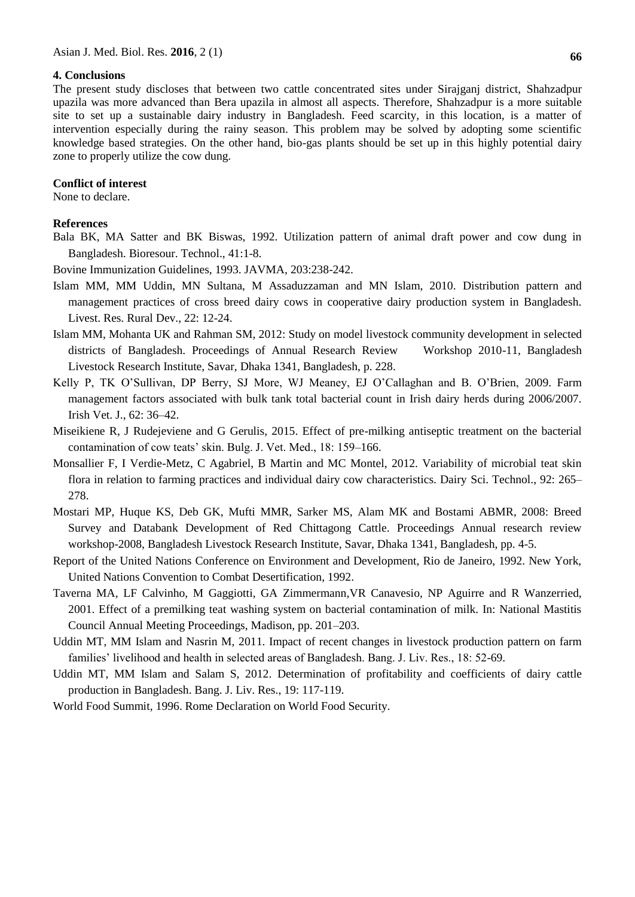## 4. Conclusions

The present study discloses that between two cattle concentrated sites under Sirajganj district, Shahzadpur upazila was more advanced than Bera upazila in almost all aspects. Therefore, Shahzadpur is a more suitable site to set up a sustainable dairy industry in Bangladesh. Feed scarcity, in this location, is a matter of intervention especially during the rainy season. This problem may be solved by adopting some scientific knowledge based strategies. On the other hand, bio-gas plants should be set up in this highly potential dairy zone to properly utilize the cow dung.

## Conflict of interest

None to declare.

## References

Bala BK, MA Satter and BK Biswas, 1992. Utilization pattern of animal draft power and cow dung in Bangladesh. Bioresour. Technol., 41:1-8.

Bovine Immunization Guidelines, 1993. JAVMA, 203:238-242.

Islam MM, MM Uddin, MN Sultana, M Assaduzzaman and MN Islam, 2010. Distribution pattern and management practices of cross breed dairy cows in cooperative dairy production system in Bangladesh. Livest. Res. Rural Dev., 22: 12-24.

Islam MM, Mohanta UK and Rahman SM, 2012: Study on model livestock community development in selected districts of Bangladesh. Proceedings of Annual Research Review Workshop 2010-11, Bangladesh Livestock Research Institute, Savar, Dhaka 1341, Bangladesh, p. 228.

Kelly P, TK O'Sullivan, DP Berry, SJ More, WJ Meaney, EJ O'Callaghan and B. O'Brien, 2009. Farm management factors associated with bulk tank total bacterial count in Irish dairy herds during 2006/2007. Irish Vet. J., 62: 36–42.

Miseikiene R, J Rudejeviene and G Gerulis, 2015. Effect of pre-milking antiseptic treatment on the bacterial contamination of cow teats' skin. Bulg. J. Vet. Med., 18: 159–166.

Monsallier F, I Verdie-Metz, C Agabriel, B Martin and MC Montel, 2012. Variability of microbial teat skin flora in relation to farming practices and individual dairy cow characteristics. Dairy Sci. Technol., 92: 265–278.

Mostari MP, Huque KS, Deb GK, Mufti MMR, Sarker MS, Alam MK and Bostami ABMR, 2008: Breed Survey and Databank Development of Red Chittagong Cattle. Proceedings Annual research review workshop-2008, Bangladesh Livestock Research Institute, Savar, Dhaka 1341, Bangladesh, pp. 4-5.

Report of the United Nations Conference on Environment and Development, Rio de Janeiro, 1992. New York, United Nations Convention to Combat Desertification, 1992.

Taverna MA, LF Calvinho, M Gaggiotti, GA Zimmermann,VR Canavesio, NP Aguirre and R Wanzerried, 2001. Effect of a premilking teat washing system on bacterial contamination of milk. In: National Mastitis Council Annual Meeting Proceedings, Madison, pp. 201–203.

Uddin MT, MM Islam and Nasrin M, 2011. Impact of recent changes in livestock production pattern on farm families' livelihood and health in selected areas of Bangladesh. Bang. J. Liv. Res., 18: 52-69.

Uddin MT, MM Islam and Salam S, 2012. Determination of profitability and coefficients of dairy cattle production in Bangladesh. Bang. J. Liv. Res., 19: 117-119.

World Food Summit, 1996. Rome Declaration on World Food Security.